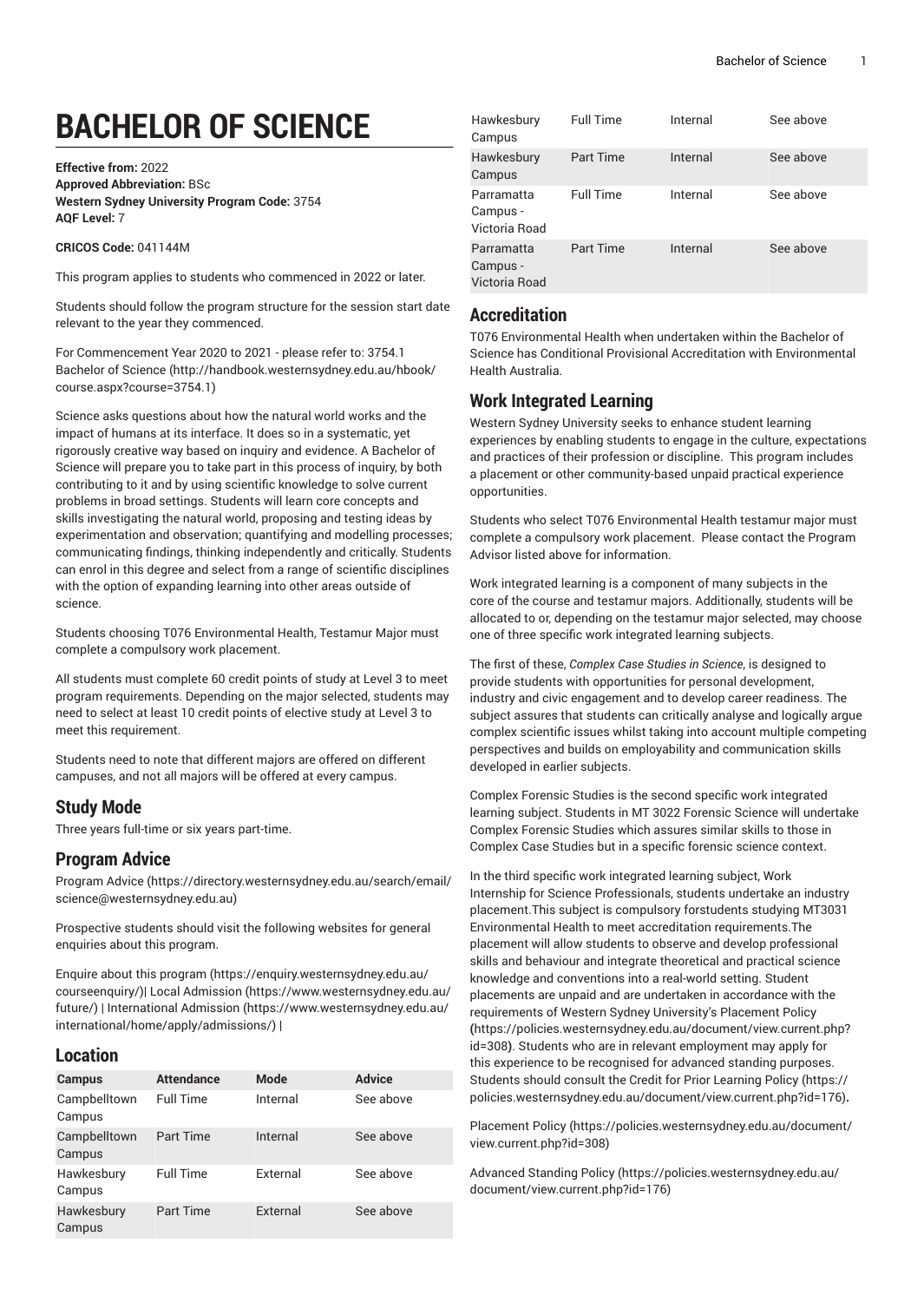# BACHELOR OF SCIENCE

**Effective from:** 2022
**Approved Abbreviation:** BSc
**Western Sydney University Program Code:** 3754
**AQF Level:** 7

**CRICOS Code:** 041144M

This program applies to students who commenced in 2022 or later.

Students should follow the program structure for the session start date relevant to the year they commenced.

For Commencement Year 2020 to 2021 - please refer to: 3754.1 Bachelor of Science (http://handbook.westernsydney.edu.au/hbook/course.aspx?course=3754.1)

Science asks questions about how the natural world works and the impact of humans at its interface. It does so in a systematic, yet rigorously creative way based on inquiry and evidence. A Bachelor of Science will prepare you to take part in this process of inquiry, by both contributing to it and by using scientific knowledge to solve current problems in broad settings. Students will learn core concepts and skills investigating the natural world, proposing and testing ideas by experimentation and observation; quantifying and modelling processes; communicating findings, thinking independently and critically. Students can enrol in this degree and select from a range of scientific disciplines with the option of expanding learning into other areas outside of science.

Students choosing T076 Environmental Health, Testamur Major must complete a compulsory work placement.

All students must complete 60 credit points of study at Level 3 to meet program requirements. Depending on the major selected, students may need to select at least 10 credit points of elective study at Level 3 to meet this requirement.

Students need to note that different majors are offered on different campuses, and not all majors will be offered at every campus.

## Study Mode

Three years full-time or six years part-time.

## Program Advice

Program Advice (https://directory.westernsydney.edu.au/search/email/science@westernsydney.edu.au)

Prospective students should visit the following websites for general enquiries about this program.

Enquire about this program (https://enquiry.westernsydney.edu.au/courseenquiry/)| Local Admission (https://www.westernsydney.edu.au/future/) | International Admission (https://www.westernsydney.edu.au/international/home/apply/admissions/) |

## Location

| Campus | Attendance | Mode | Advice |
| --- | --- | --- | --- |
| Campbelltown Campus | Full Time | Internal | See above |
| Campbelltown Campus | Part Time | Internal | See above |
| Hawkesbury Campus | Full Time | External | See above |
| Hawkesbury Campus | Part Time | External | See above |
| Hawkesbury Campus | Full Time | Internal | See above |
| Hawkesbury Campus | Part Time | Internal | See above |
| Parramatta Campus - Victoria Road | Full Time | Internal | See above |
| Parramatta Campus - Victoria Road | Part Time | Internal | See above |

## Accreditation

T076 Environmental Health when undertaken within the Bachelor of Science has Conditional Provisional Accreditation with Environmental Health Australia.

## Work Integrated Learning

Western Sydney University seeks to enhance student learning experiences by enabling students to engage in the culture, expectations and practices of their profession or discipline. This program includes a placement or other community-based unpaid practical experience opportunities.

Students who select T076 Environmental Health testamur major must complete a compulsory work placement. Please contact the Program Advisor listed above for information.

Work integrated learning is a component of many subjects in the core of the course and testamur majors. Additionally, students will be allocated to or, depending on the testamur major selected, may choose one of three specific work integrated learning subjects.

The first of these, *Complex Case Studies in Science*, is designed to provide students with opportunities for personal development, industry and civic engagement and to develop career readiness. The subject assures that students can critically analyse and logically argue complex scientific issues whilst taking into account multiple competing perspectives and builds on employability and communication skills developed in earlier subjects.

Complex Forensic Studies is the second specific work integrated learning subject. Students in MT 3022 Forensic Science will undertake Complex Forensic Studies which assures similar skills to those in Complex Case Studies but in a specific forensic science context.

In the third specific work integrated learning subject, Work Internship for Science Professionals, students undertake an industry placement.This subject is compulsory forstudents studying MT3031 Environmental Health to meet accreditation requirements.The placement will allow students to observe and develop professional skills and behaviour and integrate theoretical and practical science knowledge and conventions into a real-world setting. Student placements are unpaid and are undertaken in accordance with the requirements of Western Sydney University's Placement Policy (https://policies.westernsydney.edu.au/document/view.current.php?id=308). Students who are in relevant employment may apply for this experience to be recognised for advanced standing purposes. Students should consult the Credit for Prior Learning Policy (https://policies.westernsydney.edu.au/document/view.current.php?id=176).

Placement Policy (https://policies.westernsydney.edu.au/document/view.current.php?id=308)

Advanced Standing Policy (https://policies.westernsydney.edu.au/document/view.current.php?id=176)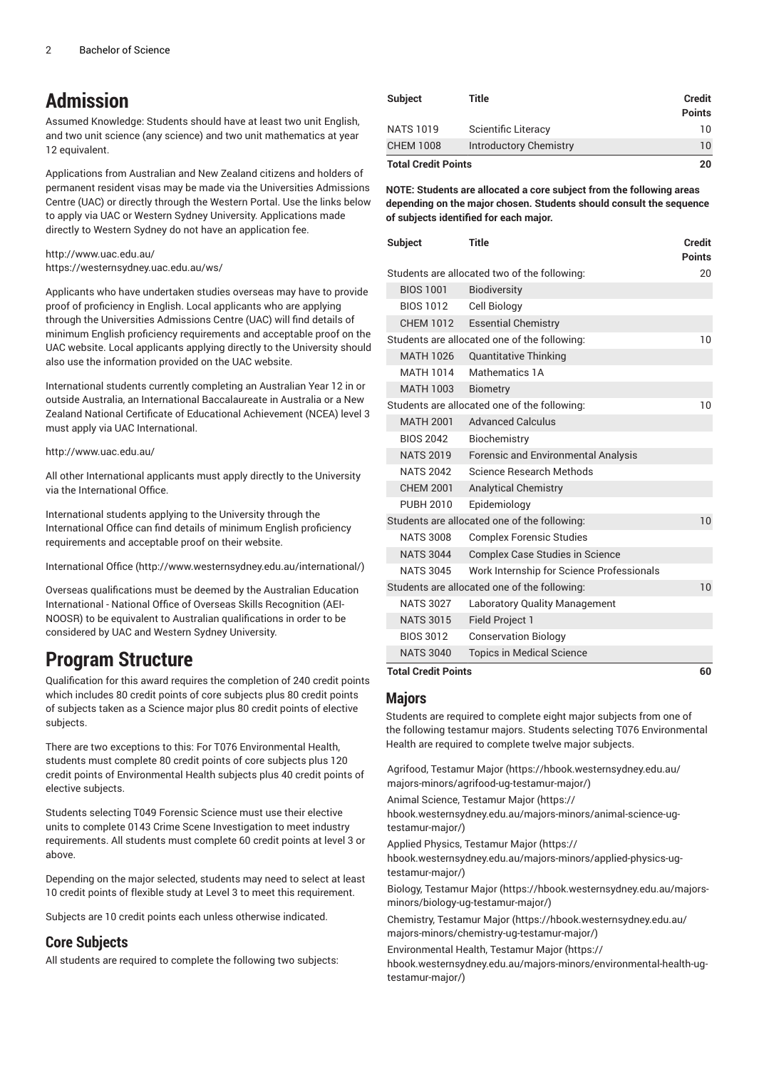# Admission

Assumed Knowledge: Students should have at least two unit English, and two unit science (any science) and two unit mathematics at year 12 equivalent.

Applications from Australian and New Zealand citizens and holders of permanent resident visas may be made via the Universities Admissions Centre (UAC) or directly through the Western Portal. Use the links below to apply via UAC or Western Sydney University. Applications made directly to Western Sydney do not have an application fee.

http://www.uac.edu.au/
https://westernsydney.uac.edu.au/ws/

Applicants who have undertaken studies overseas may have to provide proof of proficiency in English. Local applicants who are applying through the Universities Admissions Centre (UAC) will find details of minimum English proficiency requirements and acceptable proof on the UAC website. Local applicants applying directly to the University should also use the information provided on the UAC website.

International students currently completing an Australian Year 12 in or outside Australia, an International Baccalaureate in Australia or a New Zealand National Certificate of Educational Achievement (NCEA) level 3 must apply via UAC International.

http://www.uac.edu.au/

All other International applicants must apply directly to the University via the International Office.

International students applying to the University through the International Office can find details of minimum English proficiency requirements and acceptable proof on their website.

International Office (http://www.westernsydney.edu.au/international/)

Overseas qualifications must be deemed by the Australian Education International - National Office of Overseas Skills Recognition (AEI-NOOSR) to be equivalent to Australian qualifications in order to be considered by UAC and Western Sydney University.

# Program Structure

Qualification for this award requires the completion of 240 credit points which includes 80 credit points of core subjects plus 80 credit points of subjects taken as a Science major plus 80 credit points of elective subjects.

There are two exceptions to this: For T076 Environmental Health, students must complete 80 credit points of core subjects plus 120 credit points of Environmental Health subjects plus 40 credit points of elective subjects.

Students selecting T049 Forensic Science must use their elective units to complete 0143 Crime Scene Investigation to meet industry requirements. All students must complete 60 credit points at level 3 or above.

Depending on the major selected, students may need to select at least 10 credit points of flexible study at Level 3 to meet this requirement.

Subjects are 10 credit points each unless otherwise indicated.

## Core Subjects

All students are required to complete the following two subjects:

| Subject | Title | Credit Points |
|---|---|---|
| NATS 1019 | Scientific Literacy | 10 |
| CHEM 1008 | Introductory Chemistry | 10 |
| **Total Credit Points** | | **20** |

**NOTE: Students are allocated a core subject from the following areas depending on the major chosen. Students should consult the sequence of subjects identified for each major.**

| Subject | Title | Credit Points |
|---|---|---|
| Students are allocated two of the following: | | 20 |
| BIOS 1001 | Biodiversity | |
| BIOS 1012 | Cell Biology | |
| CHEM 1012 | Essential Chemistry | |
| Students are allocated one of the following: | | 10 |
| MATH 1026 | Quantitative Thinking | |
| MATH 1014 | Mathematics 1A | |
| MATH 1003 | Biometry | |
| Students are allocated one of the following: | | 10 |
| MATH 2001 | Advanced Calculus | |
| BIOS 2042 | Biochemistry | |
| NATS 2019 | Forensic and Environmental Analysis | |
| NATS 2042 | Science Research Methods | |
| CHEM 2001 | Analytical Chemistry | |
| PUBH 2010 | Epidemiology | |
| Students are allocated one of the following: | | 10 |
| NATS 3008 | Complex Forensic Studies | |
| NATS 3044 | Complex Case Studies in Science | |
| NATS 3045 | Work Internship for Science Professionals | |
| Students are allocated one of the following: | | 10 |
| NATS 3027 | Laboratory Quality Management | |
| NATS 3015 | Field Project 1 | |
| BIOS 3012 | Conservation Biology | |
| NATS 3040 | Topics in Medical Science | |
| **Total Credit Points** | | **60** |

## Majors

Students are required to complete eight major subjects from one of the following testamur majors. Students selecting T076 Environmental Health are required to complete twelve major subjects.

Agrifood, Testamur Major (https://hbook.westernsydney.edu.au/majors-minors/agrifood-ug-testamur-major/)

Animal Science, Testamur Major (https://hbook.westernsydney.edu.au/majors-minors/animal-science-ug-testamur-major/)

Applied Physics, Testamur Major (https://hbook.westernsydney.edu.au/majors-minors/applied-physics-ug-testamur-major/)

Biology, Testamur Major (https://hbook.westernsydney.edu.au/majors-minors/biology-ug-testamur-major/)

Chemistry, Testamur Major (https://hbook.westernsydney.edu.au/majors-minors/chemistry-ug-testamur-major/)

Environmental Health, Testamur Major (https://hbook.westernsydney.edu.au/majors-minors/environmental-health-ug-testamur-major/)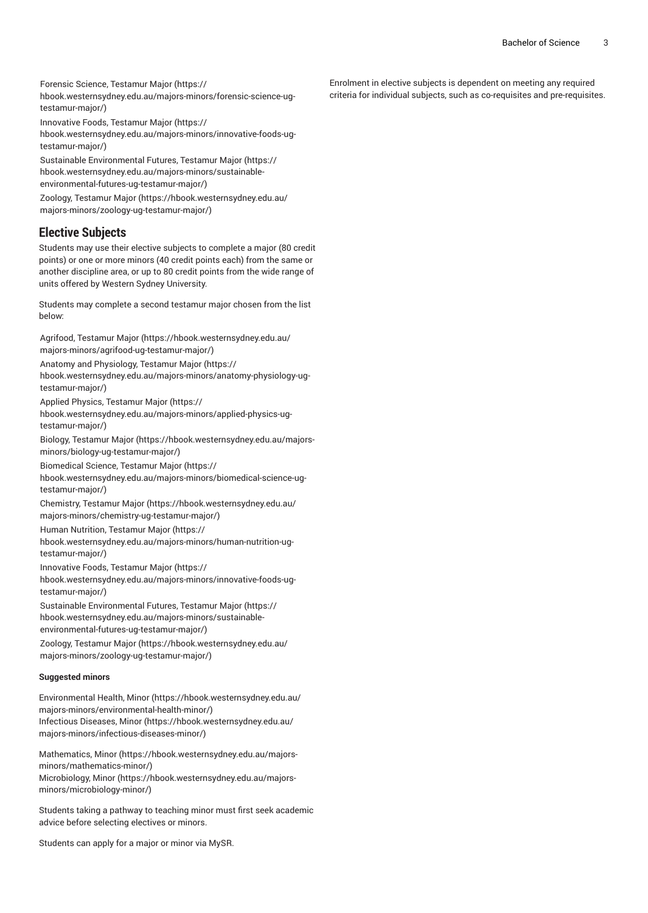Forensic Science, Testamur Major (https://hbook.westernsydney.edu.au/majors-minors/forensic-science-ug-testamur-major/)

Innovative Foods, Testamur Major (https://hbook.westernsydney.edu.au/majors-minors/innovative-foods-ug-testamur-major/)

Sustainable Environmental Futures, Testamur Major (https://hbook.westernsydney.edu.au/majors-minors/sustainable-environmental-futures-ug-testamur-major/)

Zoology, Testamur Major (https://hbook.westernsydney.edu.au/majors-minors/zoology-ug-testamur-major/)

## Elective Subjects

Students may use their elective subjects to complete a major (80 credit points) or one or more minors (40 credit points each) from the same or another discipline area, or up to 80 credit points from the wide range of units offered by Western Sydney University.

Students may complete a second testamur major chosen from the list below:

Agrifood, Testamur Major (https://hbook.westernsydney.edu.au/majors-minors/agrifood-ug-testamur-major/)

Anatomy and Physiology, Testamur Major (https://hbook.westernsydney.edu.au/majors-minors/anatomy-physiology-ug-testamur-major/)

Applied Physics, Testamur Major (https://hbook.westernsydney.edu.au/majors-minors/applied-physics-ug-testamur-major/)

Biology, Testamur Major (https://hbook.westernsydney.edu.au/majors-minors/biology-ug-testamur-major/)

Biomedical Science, Testamur Major (https://hbook.westernsydney.edu.au/majors-minors/biomedical-science-ug-testamur-major/)

Chemistry, Testamur Major (https://hbook.westernsydney.edu.au/majors-minors/chemistry-ug-testamur-major/)

Human Nutrition, Testamur Major (https://hbook.westernsydney.edu.au/majors-minors/human-nutrition-ug-testamur-major/)

Innovative Foods, Testamur Major (https://hbook.westernsydney.edu.au/majors-minors/innovative-foods-ug-testamur-major/)

Sustainable Environmental Futures, Testamur Major (https://hbook.westernsydney.edu.au/majors-minors/sustainable-environmental-futures-ug-testamur-major/)

Zoology, Testamur Major (https://hbook.westernsydney.edu.au/majors-minors/zoology-ug-testamur-major/)

**Suggested minors**

Environmental Health, Minor (https://hbook.westernsydney.edu.au/majors-minors/environmental-health-minor/)
Infectious Diseases, Minor (https://hbook.westernsydney.edu.au/majors-minors/infectious-diseases-minor/)

Mathematics, Minor (https://hbook.westernsydney.edu.au/majors-minors/mathematics-minor/)
Microbiology, Minor (https://hbook.westernsydney.edu.au/majors-minors/microbiology-minor/)

Students taking a pathway to teaching minor must first seek academic advice before selecting electives or minors.

Students can apply for a major or minor via MySR.

Enrolment in elective subjects is dependent on meeting any required criteria for individual subjects, such as co-requisites and pre-requisites.